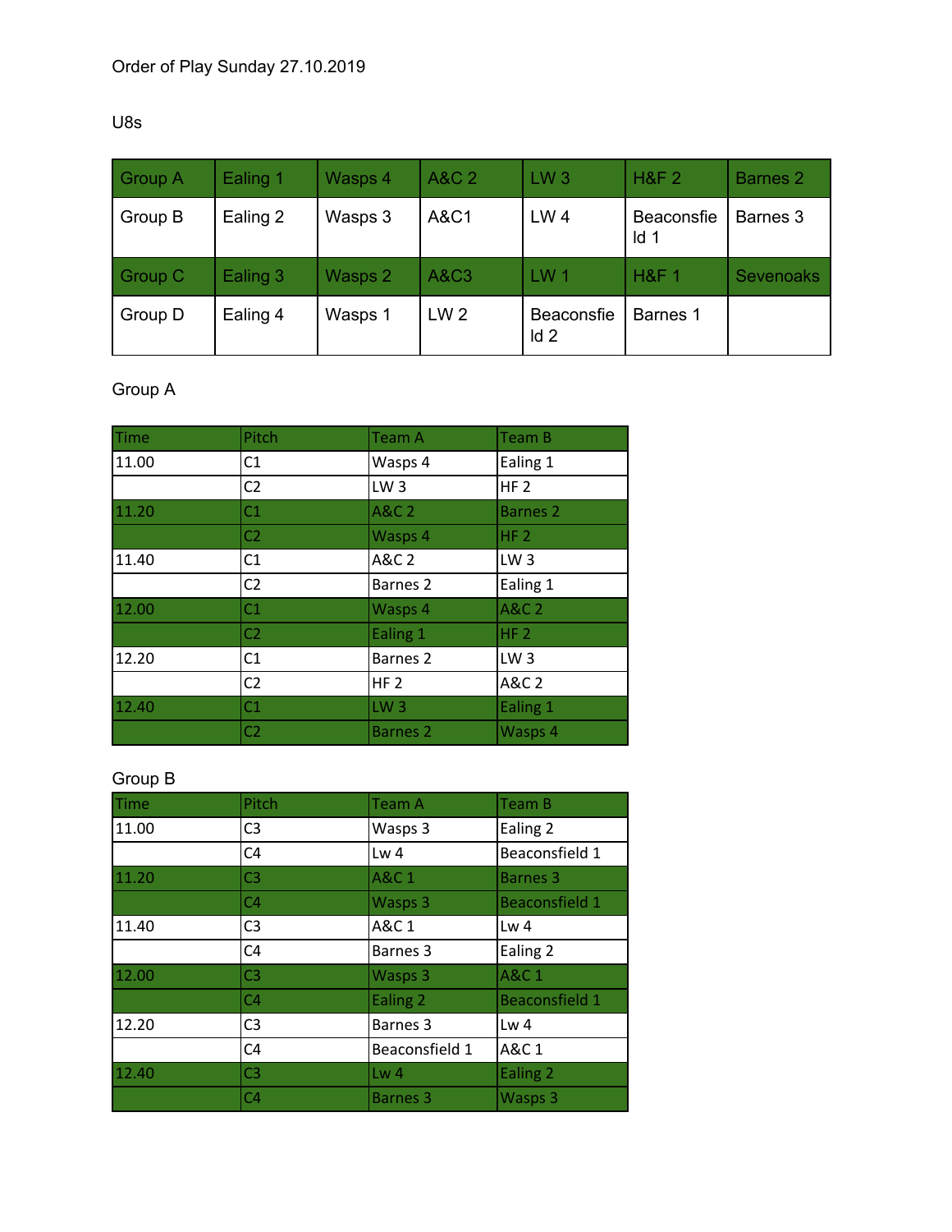Order of Play Sunday 27.10.2019

U8s

| Group A | Ealing 1 | Wasps 4 | A&C 2 | LW 3 | H&F 2 | Barnes 2 |
|---|---|---|---|---|---|---|
| Group B | Ealing 2 | Wasps 3 | A&C1 | LW 4 | Beaconsfield 1 | Barnes 3 |
| Group C | Ealing 3 | Wasps 2 | A&C3 | LW 1 | H&F 1 | Sevenoaks |
| Group D | Ealing 4 | Wasps 1 | LW 2 | Beaconsfield 2 | Barnes 1 | |

Group A

| Time | Pitch | Team A | Team B |
|---|---|---|---|
| 11.00 | C1 | Wasps 4 | Ealing 1 |
| | C2 | LW 3 | HF 2 |
| 11.20 | C1 | A&C 2 | Barnes 2 |
| | C2 | Wasps 4 | HF 2 |
| 11.40 | C1 | A&C 2 | LW 3 |
| | C2 | Barnes 2 | Ealing 1 |
| 12.00 | C1 | Wasps 4 | A&C 2 |
| | C2 | Ealing 1 | HF 2 |
| 12.20 | C1 | Barnes 2 | LW 3 |
| | C2 | HF 2 | A&C 2 |
| 12.40 | C1 | LW 3 | Ealing 1 |
| | C2 | Barnes 2 | Wasps 4 |

Group B

| Time | Pitch | Team A | Team B |
|---|---|---|---|
| 11.00 | C3 | Wasps 3 | Ealing 2 |
| | C4 | Lw 4 | Beaconsfield 1 |
| 11.20 | C3 | A&C 1 | Barnes 3 |
| | C4 | Wasps 3 | Beaconsfield 1 |
| 11.40 | C3 | A&C 1 | Lw 4 |
| | C4 | Barnes 3 | Ealing 2 |
| 12.00 | C3 | Wasps 3 | A&C 1 |
| | C4 | Ealing 2 | Beaconsfield 1 |
| 12.20 | C3 | Barnes 3 | Lw 4 |
| | C4 | Beaconsfield 1 | A&C 1 |
| 12.40 | C3 | Lw 4 | Ealing 2 |
| | C4 | Barnes 3 | Wasps 3 |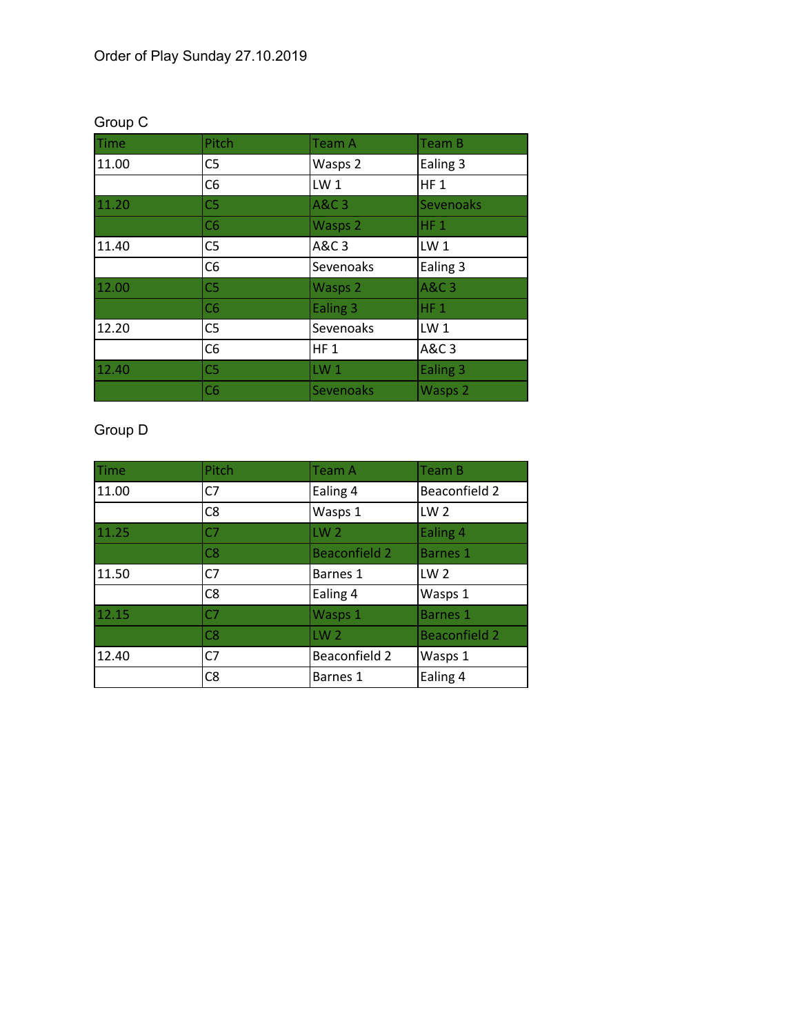Order of Play Sunday 27.10.2019

## Group C

| Time | Pitch | Team A | Team B |
| --- | --- | --- | --- |
| 11.00 | C5 | Wasps 2 | Ealing 3 |
| | C6 | LW 1 | HF 1 |
| 11.20 | C5 | A&C 3 | Sevenoaks |
| | C6 | Wasps 2 | HF 1 |
| 11.40 | C5 | A&C 3 | LW 1 |
| | C6 | Sevenoaks | Ealing 3 |
| 12.00 | C5 | Wasps 2 | A&C 3 |
| | C6 | Ealing 3 | HF 1 |
| 12.20 | C5 | Sevenoaks | LW 1 |
| | C6 | HF 1 | A&C 3 |
| 12.40 | C5 | LW 1 | Ealing 3 |
| | C6 | Sevenoaks | Wasps 2 |

## Group D

| Time | Pitch | Team A | Team B |
| --- | --- | --- | --- |
| 11.00 | C7 | Ealing 4 | Beaconfield 2 |
| | C8 | Wasps 1 | LW 2 |
| 11.25 | C7 | LW 2 | Ealing 4 |
| | C8 | Beaconfield 2 | Barnes 1 |
| 11.50 | C7 | Barnes 1 | LW 2 |
| | C8 | Ealing 4 | Wasps 1 |
| 12.15 | C7 | Wasps 1 | Barnes 1 |
| | C8 | LW 2 | Beaconfield 2 |
| 12.40 | C7 | Beaconfield 2 | Wasps 1 |
| | C8 | Barnes 1 | Ealing 4 |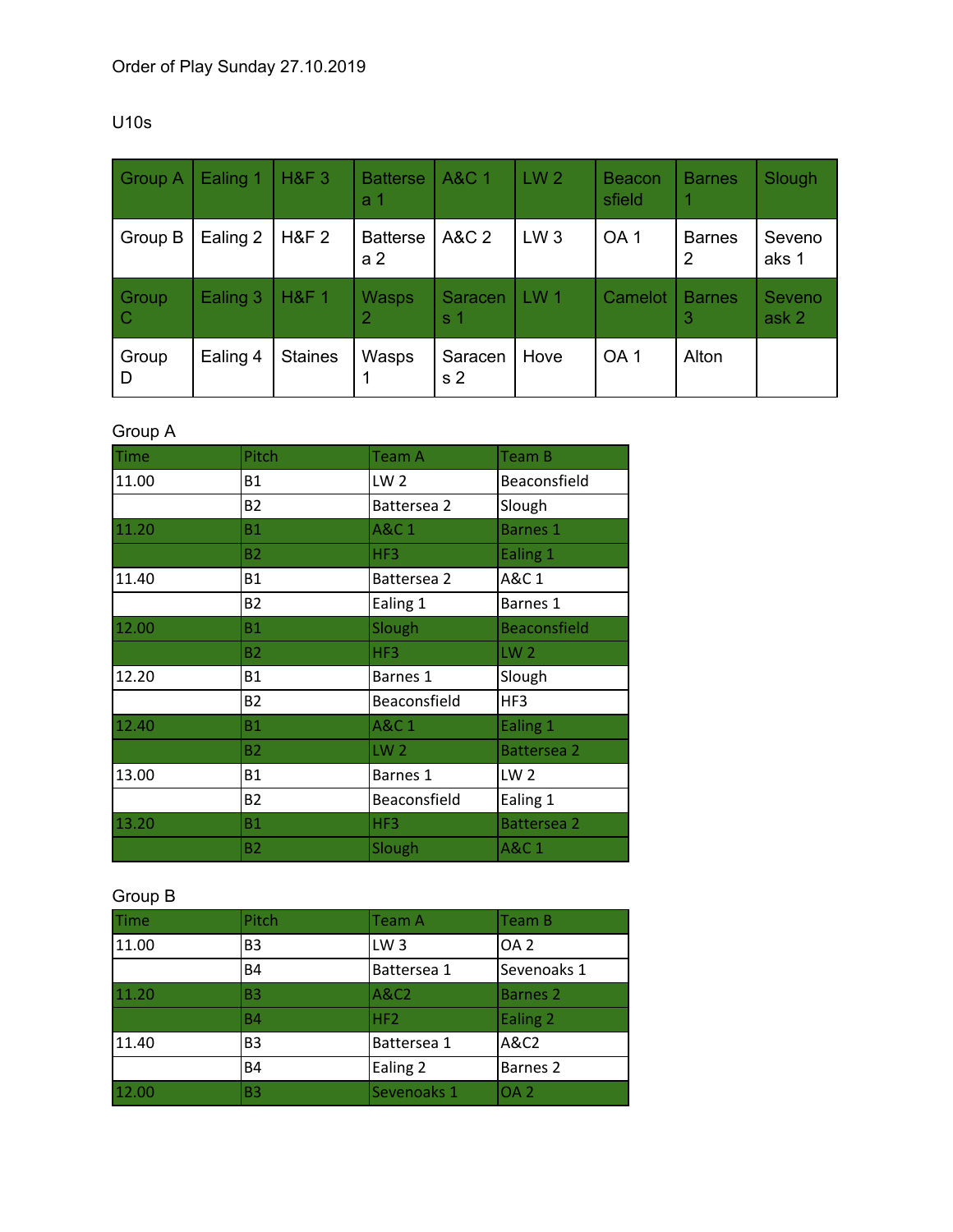Order of Play Sunday 27.10.2019

U10s

| Group A | Ealing 1 | H&F 3 | Battersea 1 | A&C 1 | LW 2 | Beaconsfield | Barnes 1 | Slough |
|---|---|---|---|---|---|---|---|---|
| Group B | Ealing 2 | H&F 2 | Battersea 2 | A&C 2 | LW 3 | OA 1 | Barnes 2 | Sevenoaks 1 |
| Group C | Ealing 3 | H&F 1 | Wasps 2 | Saracens 1 | LW 1 | Camelot | Barnes 3 | Sevenoask 2 |
| Group D | Ealing 4 | Staines | Wasps 1 | Saracens 2 | Hove | OA 1 | Alton | |

Group A

| Time | Pitch | Team A | Team B |
|---|---|---|---|
| 11.00 | B1 | LW 2 | Beaconsfield |
| | B2 | Battersea 2 | Slough |
| 11.20 | B1 | A&C 1 | Barnes 1 |
| | B2 | HF3 | Ealing 1 |
| 11.40 | B1 | Battersea 2 | A&C 1 |
| | B2 | Ealing 1 | Barnes 1 |
| 12.00 | B1 | Slough | Beaconsfield |
| | B2 | HF3 | LW 2 |
| 12.20 | B1 | Barnes 1 | Slough |
| | B2 | Beaconsfield | HF3 |
| 12.40 | B1 | A&C 1 | Ealing 1 |
| | B2 | LW 2 | Battersea 2 |
| 13.00 | B1 | Barnes 1 | LW 2 |
| | B2 | Beaconsfield | Ealing 1 |
| 13.20 | B1 | HF3 | Battersea 2 |
| | B2 | Slough | A&C 1 |

Group B

| Time | Pitch | Team A | Team B |
|---|---|---|---|
| 11.00 | B3 | LW 3 | OA 2 |
| | B4 | Battersea 1 | Sevenoaks 1 |
| 11.20 | B3 | A&C2 | Barnes 2 |
| | B4 | HF2 | Ealing 2 |
| 11.40 | B3 | Battersea 1 | A&C2 |
| | B4 | Ealing 2 | Barnes 2 |
| 12.00 | B3 | Sevenoaks 1 | OA 2 |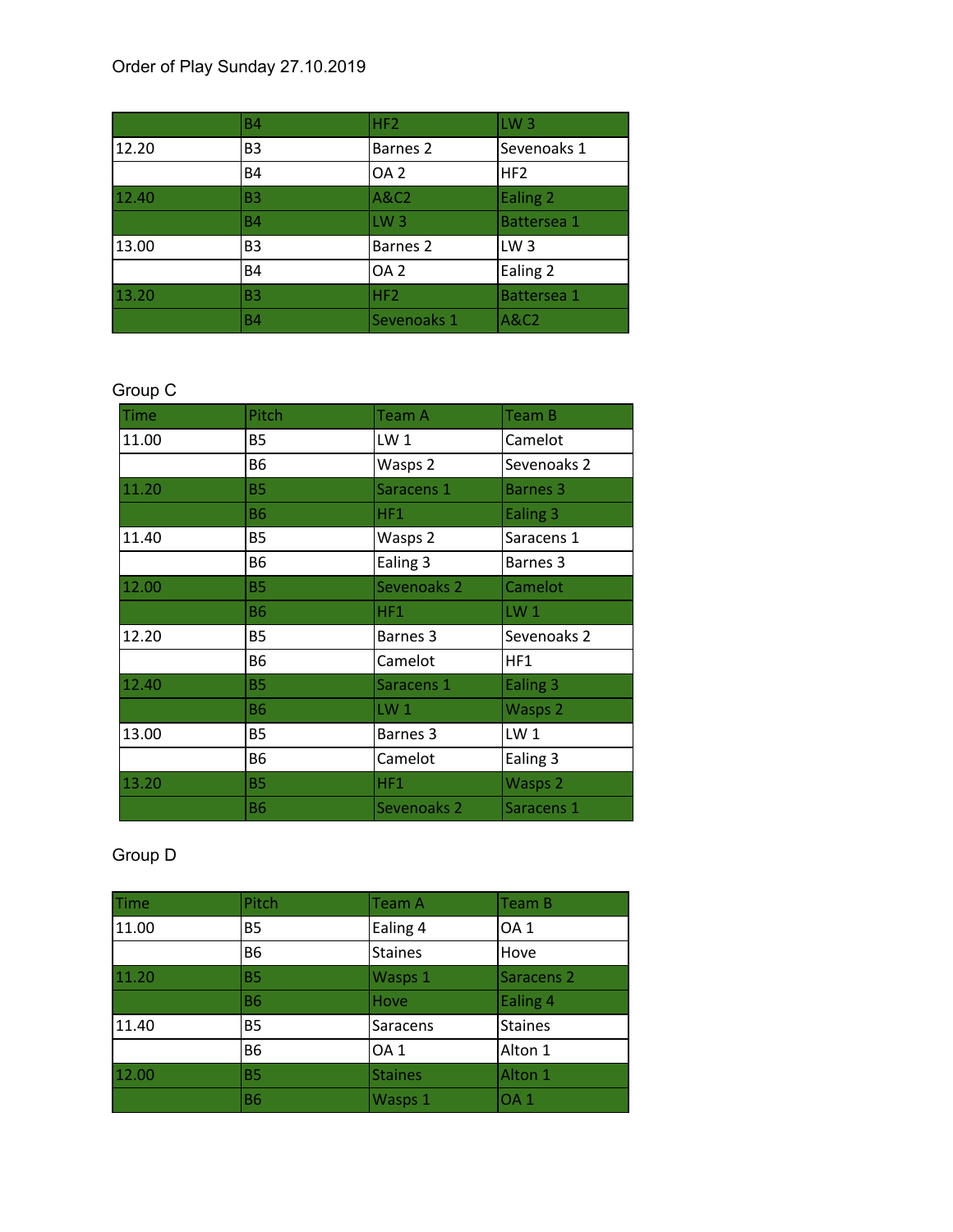Order of Play Sunday 27.10.2019

| | B4 | HF2 | LW 3 |
|---|---|---|---|
| 12.20 | B3 | Barnes 2 | Sevenoaks 1 |
| | B4 | OA 2 | HF2 |
| 12.40 | B3 | A&C2 | Ealing 2 |
| | B4 | LW 3 | Battersea 1 |
| 13.00 | B3 | Barnes 2 | LW 3 |
| | B4 | OA 2 | Ealing 2 |
| 13.20 | B3 | HF2 | Battersea 1 |
| | B4 | Sevenoaks 1 | A&C2 |

## Group C

| Time | Pitch | Team A | Team B |
|---|---|---|---|
| 11.00 | B5 | LW 1 | Camelot |
| | B6 | Wasps 2 | Sevenoaks 2 |
| 11.20 | B5 | Saracens 1 | Barnes 3 |
| | B6 | HF1 | Ealing 3 |
| 11.40 | B5 | Wasps 2 | Saracens 1 |
| | B6 | Ealing 3 | Barnes 3 |
| 12.00 | B5 | Sevenoaks 2 | Camelot |
| | B6 | HF1 | LW 1 |
| 12.20 | B5 | Barnes 3 | Sevenoaks 2 |
| | B6 | Camelot | HF1 |
| 12.40 | B5 | Saracens 1 | Ealing 3 |
| | B6 | LW 1 | Wasps 2 |
| 13.00 | B5 | Barnes 3 | LW 1 |
| | B6 | Camelot | Ealing 3 |
| 13.20 | B5 | HF1 | Wasps 2 |
| | B6 | Sevenoaks 2 | Saracens 1 |

## Group D

| Time | Pitch | Team A | Team B |
|---|---|---|---|
| 11.00 | B5 | Ealing 4 | OA 1 |
| | B6 | Staines | Hove |
| 11.20 | B5 | Wasps 1 | Saracens 2 |
| | B6 | Hove | Ealing 4 |
| 11.40 | B5 | Saracens | Staines |
| | B6 | OA 1 | Alton 1 |
| 12.00 | B5 | Staines | Alton 1 |
| | B6 | Wasps 1 | OA 1 |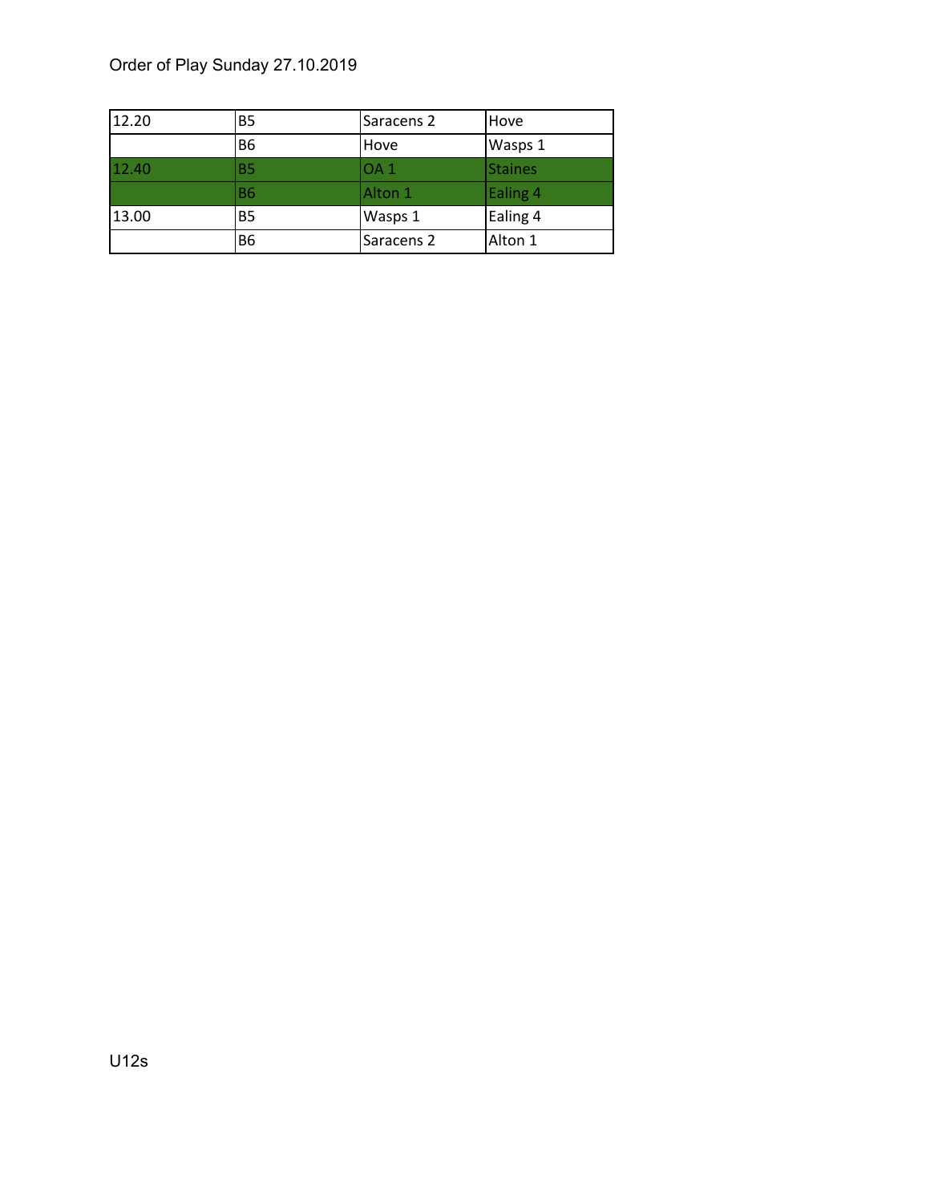Order of Play Sunday 27.10.2019

| 12.20 | B5 | Saracens 2 | Hove |
|---|---|---|---|
| | B6 | Hove | Wasps 1 |
| 12.40 | B5 | OA 1 | Staines |
| | B6 | Alton 1 | Ealing 4 |
| 13.00 | B5 | Wasps 1 | Ealing 4 |
| | B6 | Saracens 2 | Alton 1 |

U12s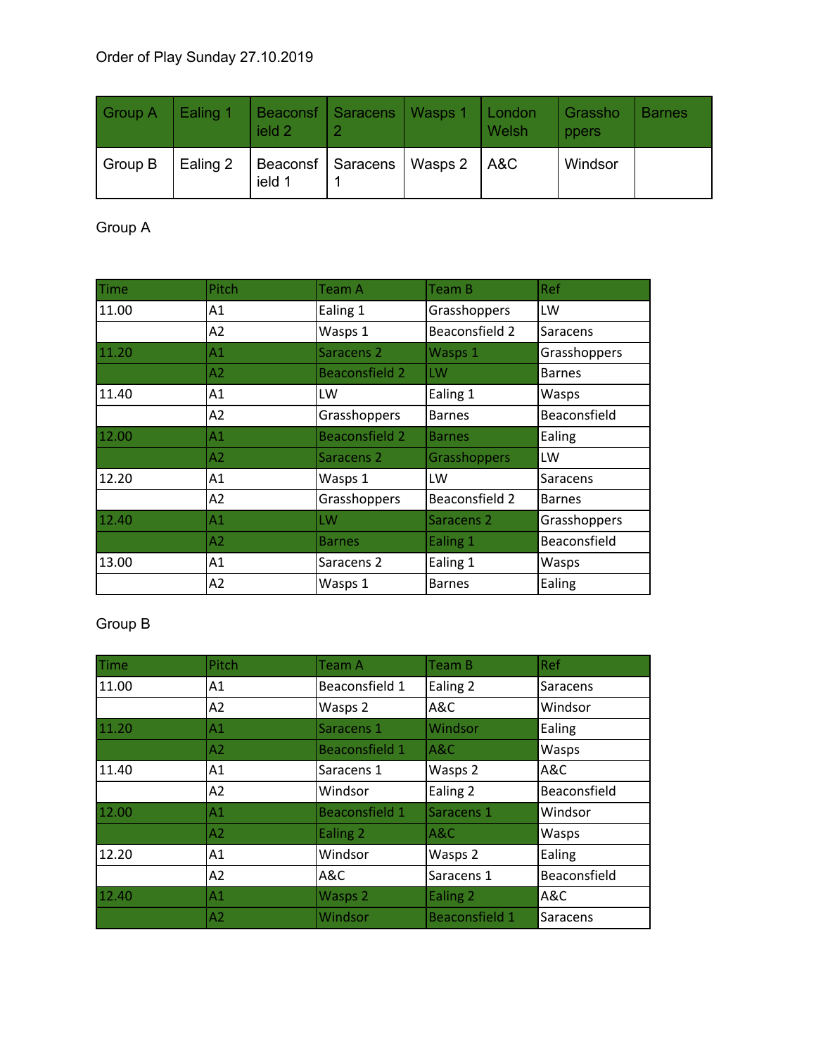Order of Play Sunday 27.10.2019

| | | | | | | | |
|---|---|---|---|---|---|---|---|
| Group A | Ealing 1 | Beaconsfield 2 | Saracens 2 | Wasps 1 | London Welsh | Grasshoppers | Barnes |
| Group B | Ealing 2 | Beaconsfield 1 | Saracens 1 | Wasps 2 | A&C | Windsor | |

Group A

| Time | Pitch | Team A | Team B | Ref |
|---|---|---|---|---|
| 11.00 | A1 | Ealing 1 | Grasshoppers | LW |
| | A2 | Wasps 1 | Beaconsfield 2 | Saracens |
| 11.20 | A1 | Saracens 2 | Wasps 1 | Grasshoppers |
| | A2 | Beaconsfield 2 | LW | Barnes |
| 11.40 | A1 | LW | Ealing 1 | Wasps |
| | A2 | Grasshoppers | Barnes | Beaconsfield |
| 12.00 | A1 | Beaconsfield 2 | Barnes | Ealing |
| | A2 | Saracens 2 | Grasshoppers | LW |
| 12.20 | A1 | Wasps 1 | LW | Saracens |
| | A2 | Grasshoppers | Beaconsfield 2 | Barnes |
| 12.40 | A1 | LW | Saracens 2 | Grasshoppers |
| | A2 | Barnes | Ealing 1 | Beaconsfield |
| 13.00 | A1 | Saracens 2 | Ealing 1 | Wasps |
| | A2 | Wasps 1 | Barnes | Ealing |

Group B

| Time | Pitch | Team A | Team B | Ref |
|---|---|---|---|---|
| 11.00 | A1 | Beaconsfield 1 | Ealing 2 | Saracens |
| | A2 | Wasps 2 | A&C | Windsor |
| 11.20 | A1 | Saracens 1 | Windsor | Ealing |
| | A2 | Beaconsfield 1 | A&C | Wasps |
| 11.40 | A1 | Saracens 1 | Wasps 2 | A&C |
| | A2 | Windsor | Ealing 2 | Beaconsfield |
| 12.00 | A1 | Beaconsfield 1 | Saracens 1 | Windsor |
| | A2 | Ealing 2 | A&C | Wasps |
| 12.20 | A1 | Windsor | Wasps 2 | Ealing |
| | A2 | A&C | Saracens 1 | Beaconsfield |
| 12.40 | A1 | Wasps 2 | Ealing 2 | A&C |
| | A2 | Windsor | Beaconsfield 1 | Saracens |